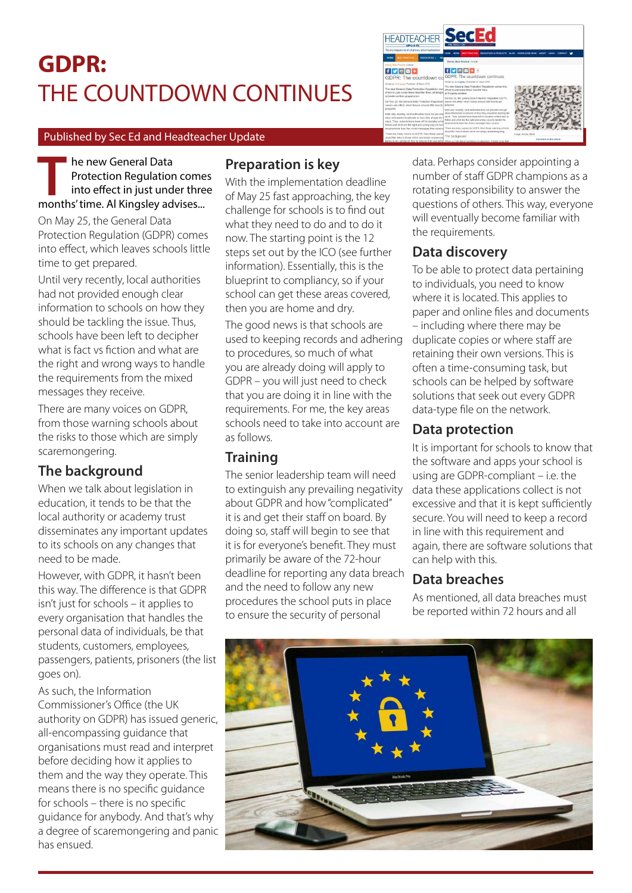# GDPR: THE COUNTDOWN CONTINUES

Published by Sec Ed and Headteacher Update

The new General Data Protection Regulation comes into effect in just under three months' time. Al Kingsley advises...

On May 25, the General Data Protection Regulation (GDPR) comes into effect, which leaves schools little time to get prepared.

Until very recently, local authorities had not provided enough clear information to schools on how they should be tackling the issue. Thus, schools have been left to decipher what is fact vs fiction and what are the right and wrong ways to handle the requirements from the mixed messages they receive.

There are many voices on GDPR, from those warning schools about the risks to those which are simply scaremongering.

## The background

When we talk about legislation in education, it tends to be that the local authority or academy trust disseminates any important updates to its schools on any changes that need to be made.

However, with GDPR, it hasn't been this way. The difference is that GDPR isn't just for schools – it applies to every organisation that handles the personal data of individuals, be that students, customers, employees, passengers, patients, prisoners (the list goes on).

As such, the Information Commissioner's Office (the UK authority on GDPR) has issued generic, all-encompassing guidance that organisations must read and interpret before deciding how it applies to them and the way they operate. This means there is no specific guidance for schools – there is no specific guidance for anybody. And that's why a degree of scaremongering and panic has ensued.

## Preparation is key

With the implementation deadline of May 25 fast approaching, the key challenge for schools is to find out what they need to do and to do it now. The starting point is the 12 steps set out by the ICO (see further information). Essentially, this is the blueprint to compliancy, so if your school can get these areas covered, then you are home and dry.

The good news is that schools are used to keeping records and adhering to procedures, so much of what you are already doing will apply to GDPR – you will just need to check that you are doing it in line with the requirements. For me, the key areas schools need to take into account are as follows.

## Training

The senior leadership team will need to extinguish any prevailing negativity about GDPR and how "complicated" it is and get their staff on board. By doing so, staff will begin to see that it is for everyone's benefit. They must primarily be aware of the 72-hour deadline for reporting any data breach and the need to follow any new procedures the school puts in place to ensure the security of personal data. Perhaps consider appointing a number of staff GDPR champions as a rotating responsibility to answer the questions of others. This way, everyone will eventually become familiar with the requirements.

## Data discovery

To be able to protect data pertaining to individuals, you need to know where it is located. This applies to paper and online files and documents – including where there may be duplicate copies or where staff are retaining their own versions. This is often a time-consuming task, but schools can be helped by software solutions that seek out every GDPR data-type file on the network.

## Data protection

It is important for schools to know that the software and apps your school is using are GDPR-compliant – i.e. the data these applications collect is not excessive and that it is kept sufficiently secure. You will need to keep a record in line with this requirement and again, there are software solutions that can help with this.

## Data breaches

As mentioned, all data breaches must be reported within 72 hours and all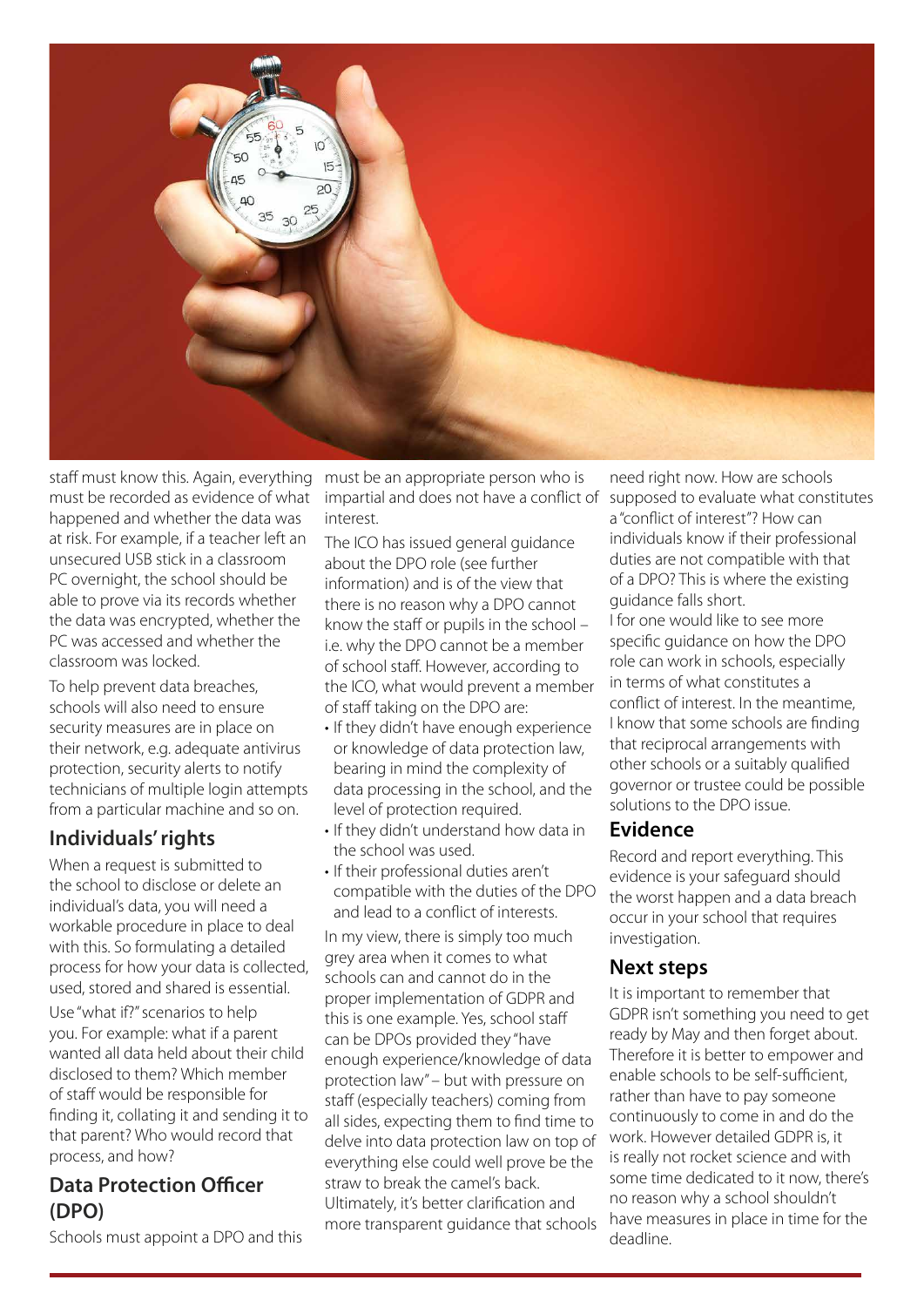staff must know this. Again, everything must be recorded as evidence of what happened and whether the data was at risk. For example, if a teacher left an unsecured USB stick in a classroom PC overnight, the school should be able to prove via its records whether the data was encrypted, whether the PC was accessed and whether the classroom was locked.

To help prevent data breaches, schools will also need to ensure security measures are in place on their network, e.g. adequate antivirus protection, security alerts to notify technicians of multiple login attempts from a particular machine and so on.

## Individuals' rights

When a request is submitted to the school to disclose or delete an individual's data, you will need a workable procedure in place to deal with this. So formulating a detailed process for how your data is collected, used, stored and shared is essential.

Use "what if?" scenarios to help you. For example: what if a parent wanted all data held about their child disclosed to them? Which member of staff would be responsible for finding it, collating it and sending it to that parent? Who would record that process, and how?

## Data Protection Officer (DPO)

Schools must appoint a DPO and this must be an appropriate person who is impartial and does not have a conflict of interest.

The ICO has issued general guidance about the DPO role (see further information) and is of the view that there is no reason why a DPO cannot know the staff or pupils in the school – i.e. why the DPO cannot be a member of school staff. However, according to the ICO, what would prevent a member of staff taking on the DPO are:

- If they didn't have enough experience or knowledge of data protection law, bearing in mind the complexity of data processing in the school, and the level of protection required.
- If they didn't understand how data in the school was used.
- If their professional duties aren't compatible with the duties of the DPO and lead to a conflict of interests.

In my view, there is simply too much grey area when it comes to what schools can and cannot do in the proper implementation of GDPR and this is one example. Yes, school staff can be DPOs provided they "have enough experience/knowledge of data protection law" – but with pressure on staff (especially teachers) coming from all sides, expecting them to find time to delve into data protection law on top of everything else could well prove be the straw to break the camel's back. Ultimately, it's better clarification and more transparent guidance that schools need right now. How are schools supposed to evaluate what constitutes a "conflict of interest"? How can individuals know if their professional duties are not compatible with that of a DPO? This is where the existing guidance falls short.

I for one would like to see more specific guidance on how the DPO role can work in schools, especially in terms of what constitutes a conflict of interest. In the meantime, I know that some schools are finding that reciprocal arrangements with other schools or a suitably qualified governor or trustee could be possible solutions to the DPO issue.

## Evidence

Record and report everything. This evidence is your safeguard should the worst happen and a data breach occur in your school that requires investigation.

## Next steps

It is important to remember that GDPR isn't something you need to get ready by May and then forget about. Therefore it is better to empower and enable schools to be self-sufficient, rather than have to pay someone continuously to come in and do the work. However detailed GDPR is, it is really not rocket science and with some time dedicated to it now, there's no reason why a school shouldn't have measures in place in time for the deadline.